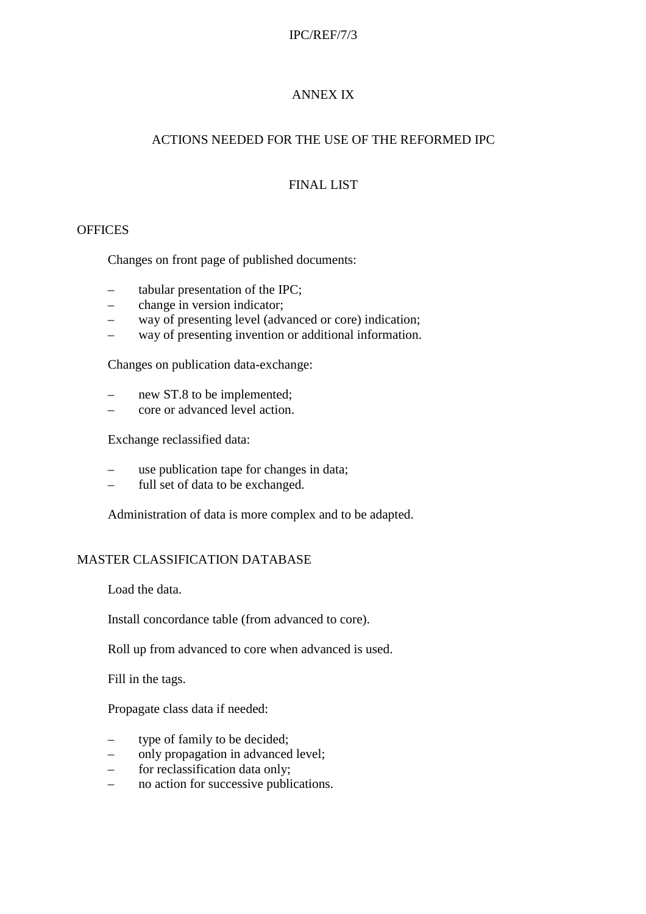# ANNEX IX

## ACTIONS NEEDED FOR THE USE OF THE REFORMED IPC

## FINAL LIST

### OFFICES

Changes on front page of published documents:

- tabular presentation of the IPC;
- change in version indicator;
- way of presenting level (advanced or core) indication;
- way of presenting invention or additional information.

Changes on publication data-exchange:

- new ST.8 to be implemented;
- core or advanced level action.

Exchange reclassified data:

- use publication tape for changes in data;
- full set of data to be exchanged.

Administration of data is more complex and to be adapted.

### MASTER CLASSIFICATION DATABASE

Load the data.

Install concordance table (from advanced to core).

Roll up from advanced to core when advanced is used.

Fill in the tags.

Propagate class data if needed:

- type of family to be decided;
- only propagation in advanced level;
- for reclassification data only;
- no action for successive publications.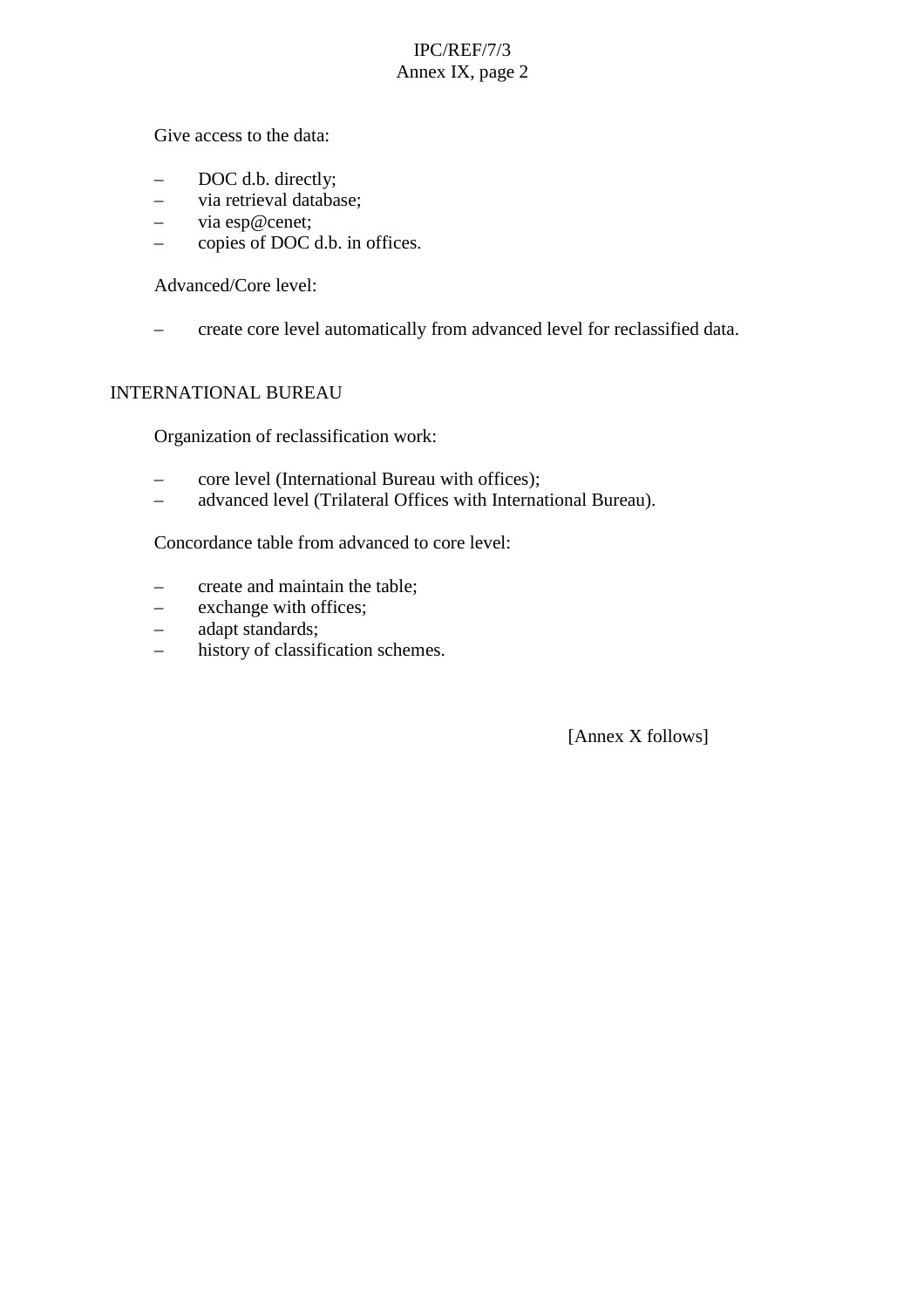Give access to the data:

- DOC d.b. directly;
- via retrieval database;
- via esp@cenet;
- copies of DOC d.b. in offices.

Advanced/Core level:

- create core level automatically from advanced level for reclassified data.

INTERNATIONAL BUREAU

Organization of reclassification work:

- core level (International Bureau with offices);
- advanced level (Trilateral Offices with International Bureau).

Concordance table from advanced to core level:

- create and maintain the table;
- exchange with offices;
- adapt standards;
- history of classification schemes.

[Annex X follows]